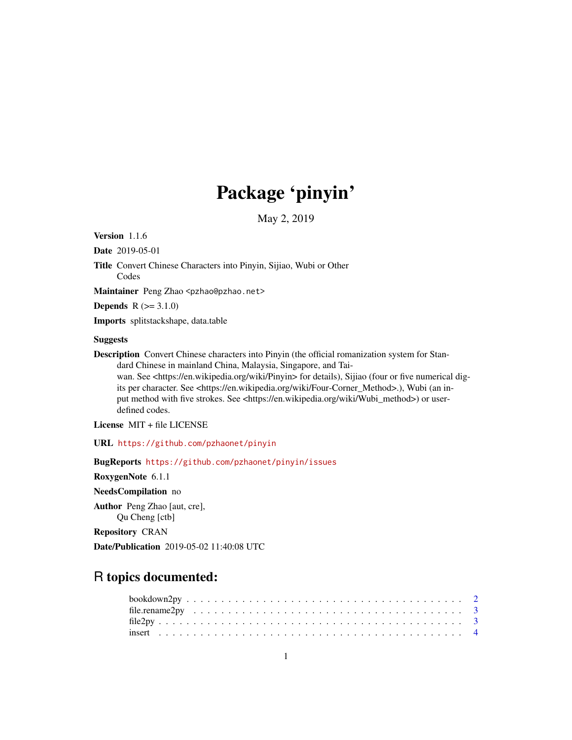# Package 'pinyin'

May 2, 2019

**Version** 1.1.6

**Date** 2019-05-01

**Title** Convert Chinese Characters into Pinyin, Sijiao, Wubi or Other Codes

**Maintainer** Peng Zhao <pzhao@pzhao.net>

**Depends** R (>= 3.1.0)

**Imports** splitstackshape, data.table

**Suggests**

**Description** Convert Chinese characters into Pinyin (the official romanization system for Standard Chinese in mainland China, Malaysia, Singapore, and Taiwan. See <https://en.wikipedia.org/wiki/Pinyin> for details), Sijiao (four or five numerical digits per character. See <https://en.wikipedia.org/wiki/Four-Corner_Method>.), Wubi (an input method with five strokes. See <https://en.wikipedia.org/wiki/Wubi_method>) or user-defined codes.

**License** MIT + file LICENSE

**URL** https://github.com/pzhaonet/pinyin

**BugReports** https://github.com/pzhaonet/pinyin/issues

**RoxygenNote** 6.1.1

**NeedsCompilation** no

**Author** Peng Zhao [aut, cre], Qu Cheng [ctb]

**Repository** CRAN

**Date/Publication** 2019-05-02 11:40:08 UTC

## R topics documented:

- bookdown2py . . . . . . . . . . . . . . . . . . . . . . . . . . . . . . . . . . . . . . . 2
- file.rename2py . . . . . . . . . . . . . . . . . . . . . . . . . . . . . . . . . . . . . 3
- file2py . . . . . . . . . . . . . . . . . . . . . . . . . . . . . . . . . . . . . . . . . 3
- insert . . . . . . . . . . . . . . . . . . . . . . . . . . . . . . . . . . . . . . . . . . 4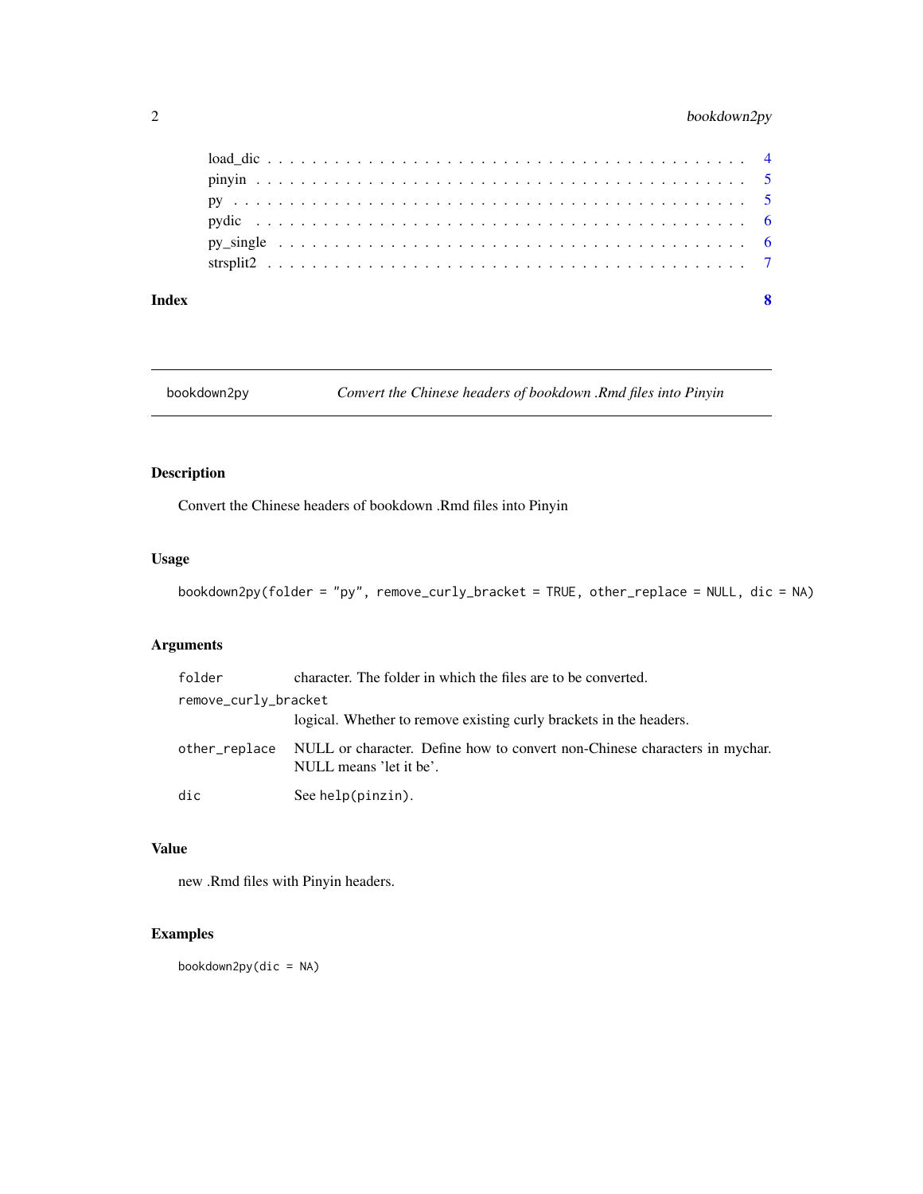load_dic . . . . . . . . . . . . . . . . . . . . . . . . . . . . . . . . . . . . . . . . 4
pinyin . . . . . . . . . . . . . . . . . . . . . . . . . . . . . . . . . . . . . . . . . 5
py . . . . . . . . . . . . . . . . . . . . . . . . . . . . . . . . . . . . . . . . . . . 5
pydic . . . . . . . . . . . . . . . . . . . . . . . . . . . . . . . . . . . . . . . . . 6
py_single . . . . . . . . . . . . . . . . . . . . . . . . . . . . . . . . . . . . . . . 6
strsplit2 . . . . . . . . . . . . . . . . . . . . . . . . . . . . . . . . . . . . . . . 7

**Index** **8**

---

`bookdown2py` *Convert the Chinese headers of bookdown .Rmd files into Pinyin*

---

## Description

Convert the Chinese headers of bookdown .Rmd files into Pinyin

## Usage

```
bookdown2py(folder = "py", remove_curly_bracket = TRUE, other_replace = NULL, dic = NA)
```

## Arguments

| | |
|---|---|
| `folder` | character. The folder in which the files are to be converted. |
| `remove_curly_bracket` | logical. Whether to remove existing curly brackets in the headers. |
| `other_replace` | NULL or character. Define how to convert non-Chinese characters in mychar. NULL means 'let it be'. |
| `dic` | See `help(pinzin)`. |

## Value

new .Rmd files with Pinyin headers.

## Examples

```
bookdown2py(dic = NA)
```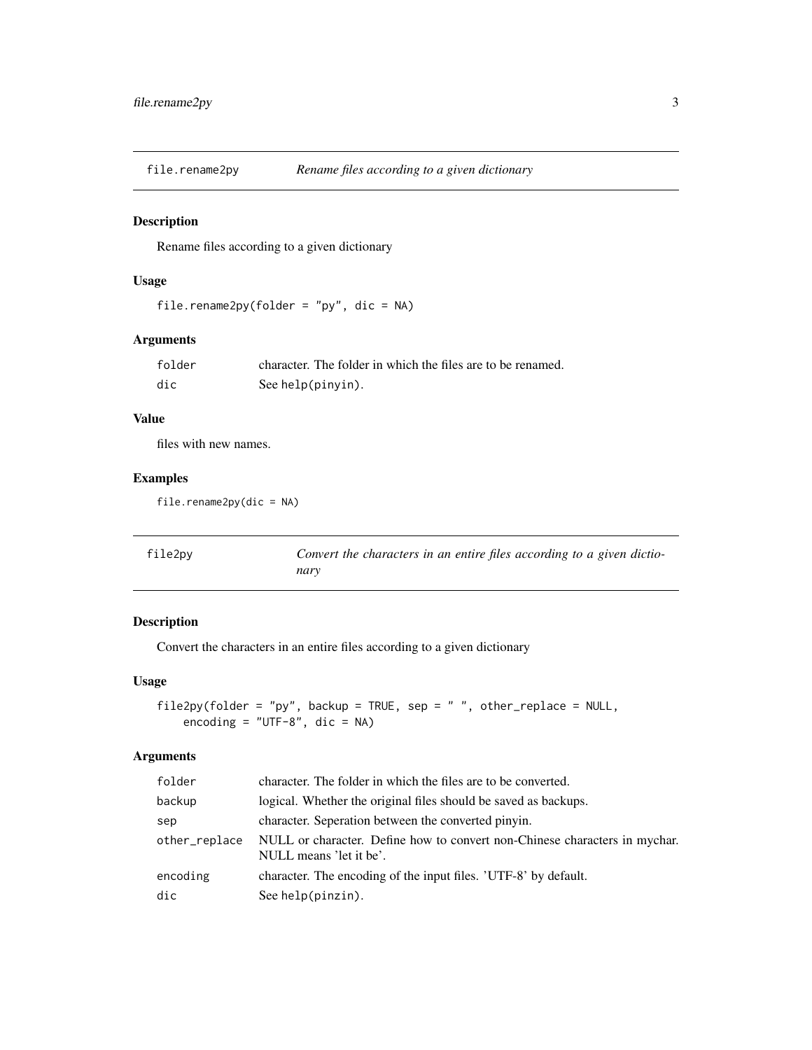## file.rename2py — *Rename files according to a given dictionary*

### Description

Rename files according to a given dictionary

### Usage

```
file.rename2py(folder = "py", dic = NA)
```

### Arguments

| | |
|---|---|
| `folder` | character. The folder in which the files are to be renamed. |
| `dic` | See `help(pinyin)`. |

### Value

files with new names.

### Examples

```
file.rename2py(dic = NA)
```

## file2py — *Convert the characters in an entire files according to a given dictionary*

### Description

Convert the characters in an entire files according to a given dictionary

### Usage

```
file2py(folder = "py", backup = TRUE, sep = " ", other_replace = NULL,
    encoding = "UTF-8", dic = NA)
```

### Arguments

| | |
|---|---|
| `folder` | character. The folder in which the files are to be converted. |
| `backup` | logical. Whether the original files should be saved as backups. |
| `sep` | character. Seperation between the converted pinyin. |
| `other_replace` | NULL or character. Define how to convert non-Chinese characters in mychar. NULL means 'let it be'. |
| `encoding` | character. The encoding of the input files. 'UTF-8' by default. |
| `dic` | See `help(pinzin)`. |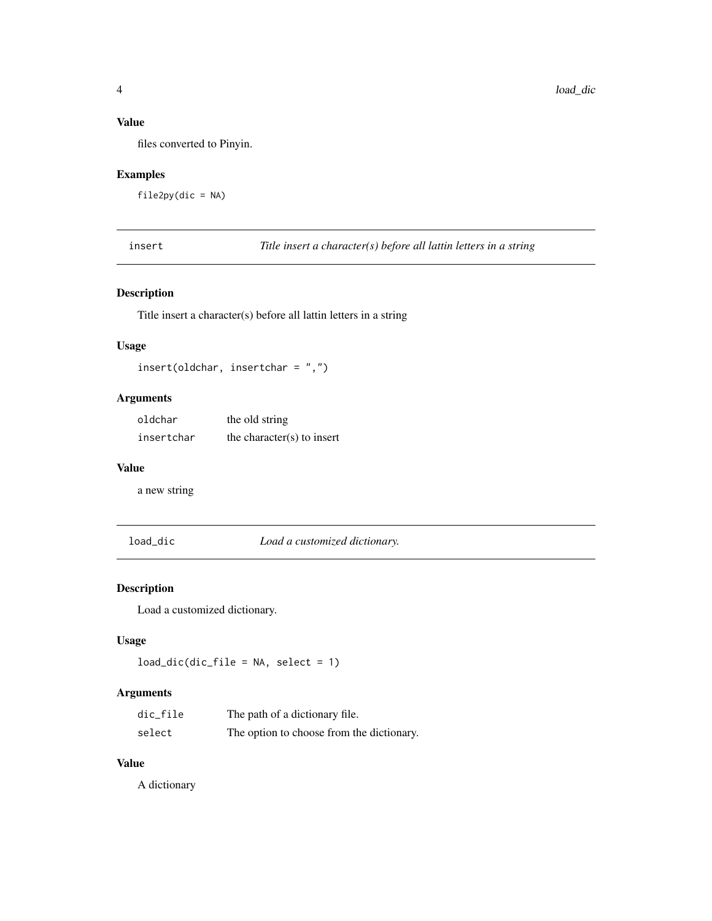### Value

files converted to Pinyin.

### Examples

```
file2py(dic = NA)
```

---

## insert — *Title insert a character(s) before all lattin letters in a string*

### Description

Title insert a character(s) before all lattin letters in a string

### Usage

```
insert(oldchar, insertchar = ",")
```

### Arguments

| | |
|---|---|
| oldchar | the old string |
| insertchar | the character(s) to insert |

### Value

a new string

---

## load_dic — *Load a customized dictionary.*

### Description

Load a customized dictionary.

### Usage

```
load_dic(dic_file = NA, select = 1)
```

### Arguments

| | |
|---|---|
| dic_file | The path of a dictionary file. |
| select | The option to choose from the dictionary. |

### Value

A dictionary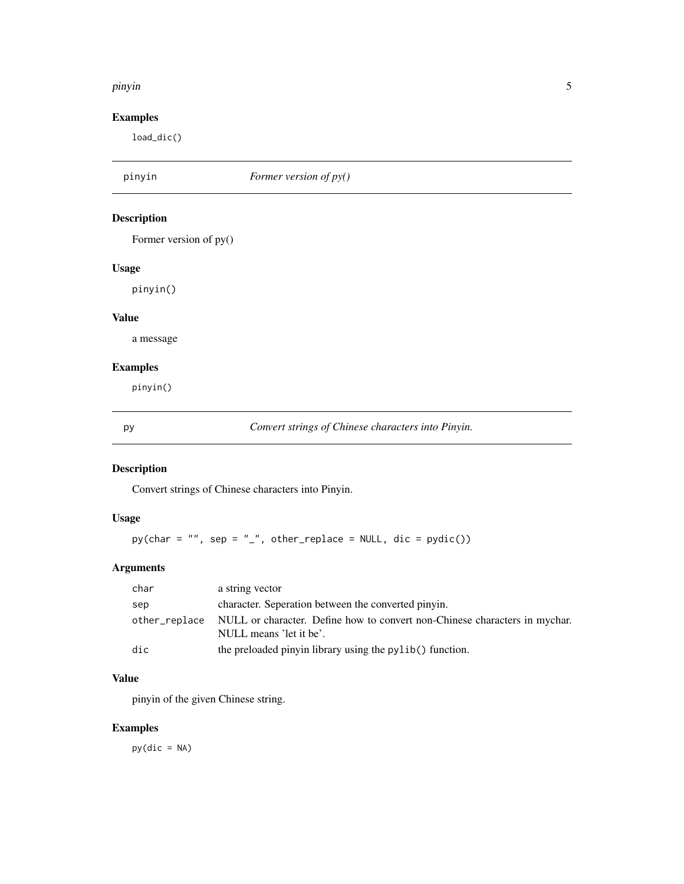### Examples

```
load_dic()
```

## pinyin *Former version of py()*

### Description

Former version of py()

### Usage

```
pinyin()
```

### Value

a message

### Examples

```
pinyin()
```

## py *Convert strings of Chinese characters into Pinyin.*

### Description

Convert strings of Chinese characters into Pinyin.

### Usage

```
py(char = "", sep = "_", other_replace = NULL, dic = pydic())
```

### Arguments

| | |
|---|---|
| char | a string vector |
| sep | character. Seperation between the converted pinyin. |
| other_replace | NULL or character. Define how to convert non-Chinese characters in mychar. NULL means 'let it be'. |
| dic | the preloaded pinyin library using the `pylib()` function. |

### Value

pinyin of the given Chinese string.

### Examples

```
py(dic = NA)
```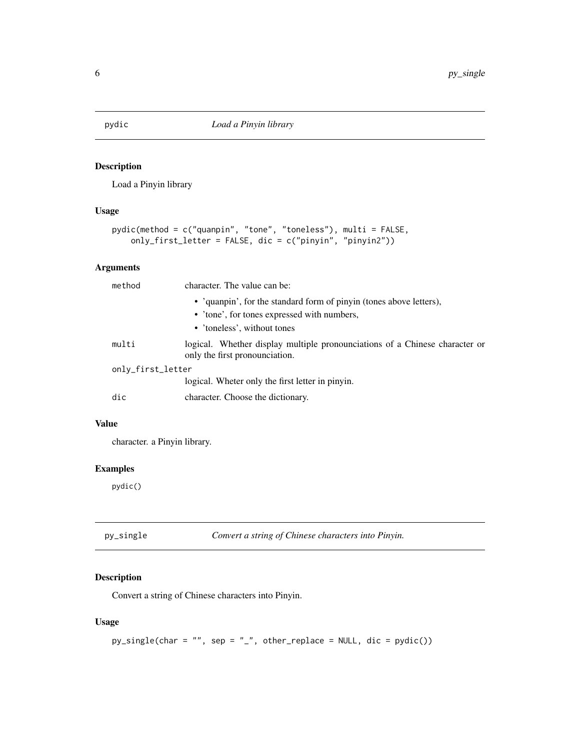## pydic *Load a Pinyin library*

### Description

Load a Pinyin library

### Usage

```
pydic(method = c("quanpin", "tone", "toneless"), multi = FALSE,
    only_first_letter = FALSE, dic = c("pinyin", "pinyin2"))
```

### Arguments

| | |
|---|---|
| `method` | character. The value can be:<br>• 'quanpin', for the standard form of pinyin (tones above letters),<br>• 'tone', for tones expressed with numbers,<br>• 'toneless', without tones |
| `multi` | logical. Whether display multiple pronounciations of a Chinese character or only the first pronounciation. |
| `only_first_letter` | logical. Wheter only the first letter in pinyin. |
| `dic` | character. Choose the dictionary. |

### Value

character. a Pinyin library.

### Examples

```
pydic()
```

## py_single *Convert a string of Chinese characters into Pinyin.*

### Description

Convert a string of Chinese characters into Pinyin.

### Usage

```
py_single(char = "", sep = "_", other_replace = NULL, dic = pydic())
```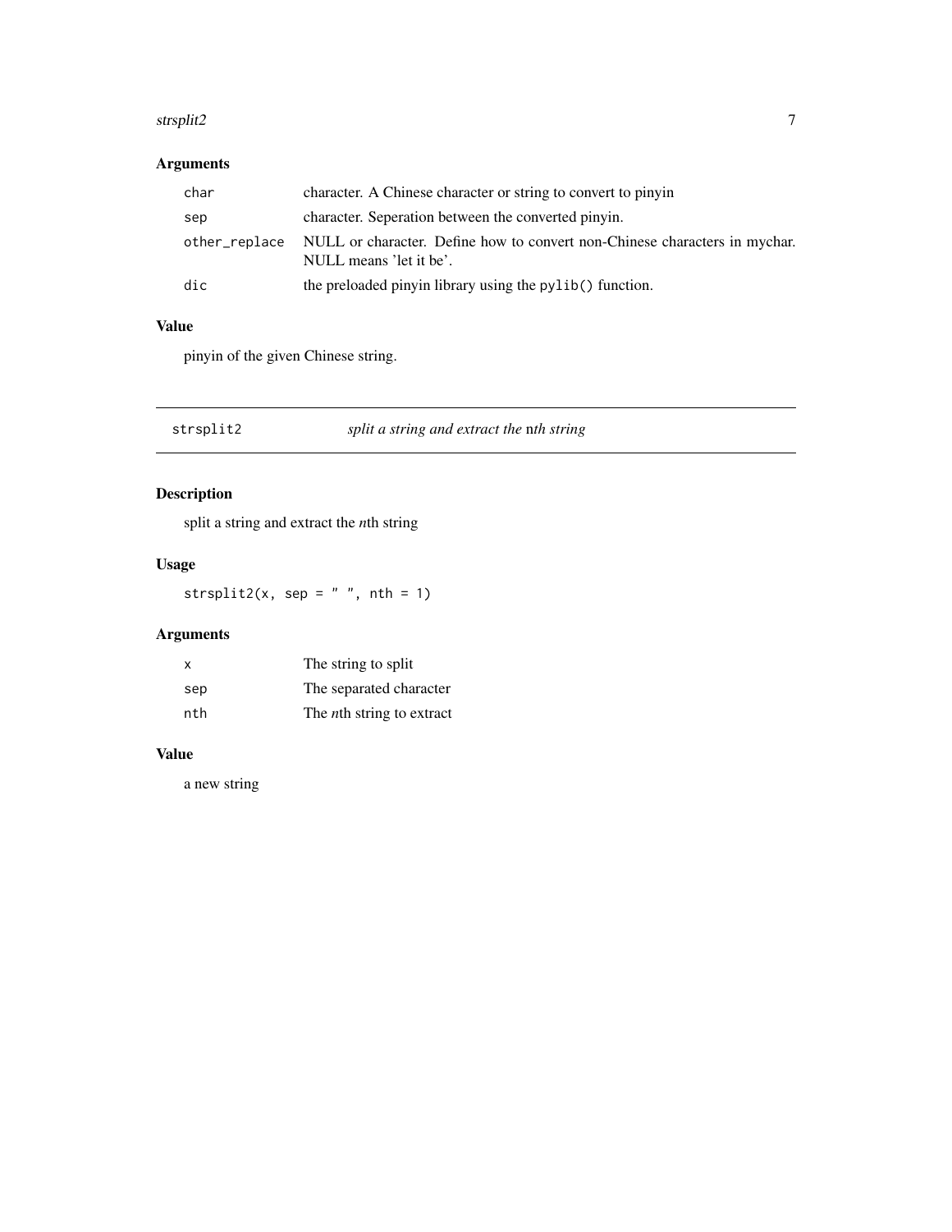### Arguments

| | |
|---|---|
| `char` | character. A Chinese character or string to convert to pinyin |
| `sep` | character. Seperation between the converted pinyin. |
| `other_replace` | NULL or character. Define how to convert non-Chinese characters in mychar. NULL means 'let it be'. |
| `dic` | the preloaded pinyin library using the `pylib()` function. |

### Value

pinyin of the given Chinese string.

---

## strsplit2 — *split a string and extract the* n*th string*

---

### Description

split a string and extract the *n*th string

### Usage

```
strsplit2(x, sep = " ", nth = 1)
```

### Arguments

| | |
|---|---|
| `x` | The string to split |
| `sep` | The separated character |
| `nth` | The *n*th string to extract |

### Value

a new string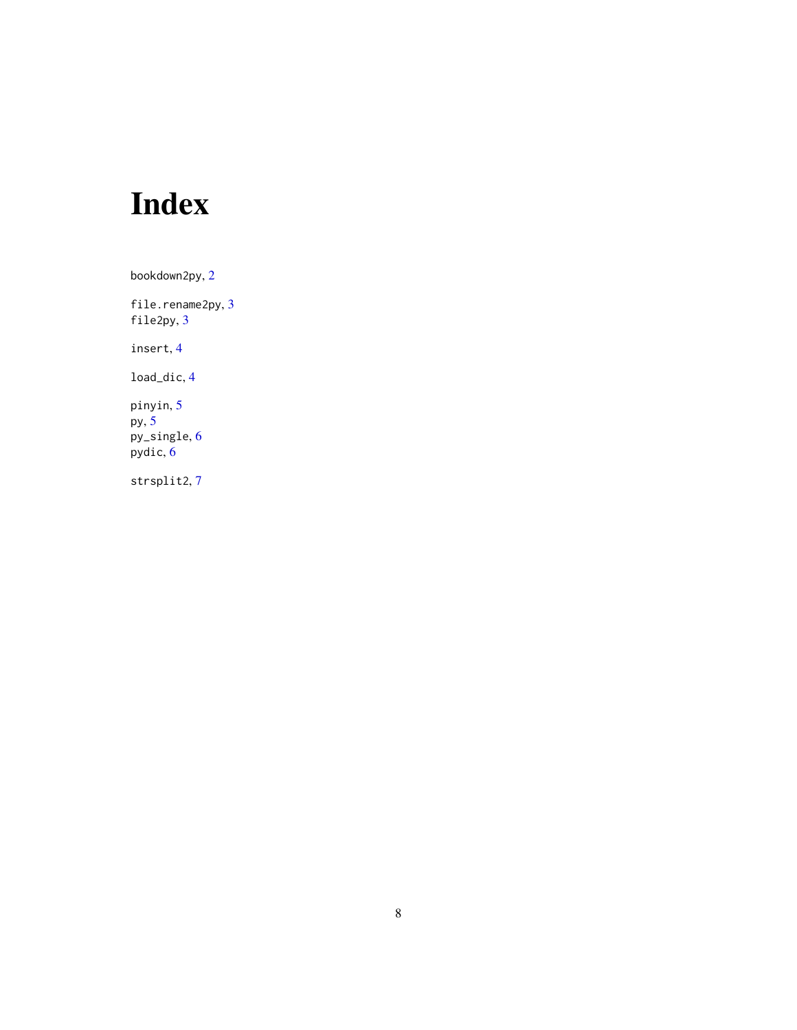# Index

bookdown2py, 2

file.rename2py, 3
file2py, 3

insert, 4

load_dic, 4

pinyin, 5
py, 5
py_single, 6
pydic, 6

strsplit2, 7